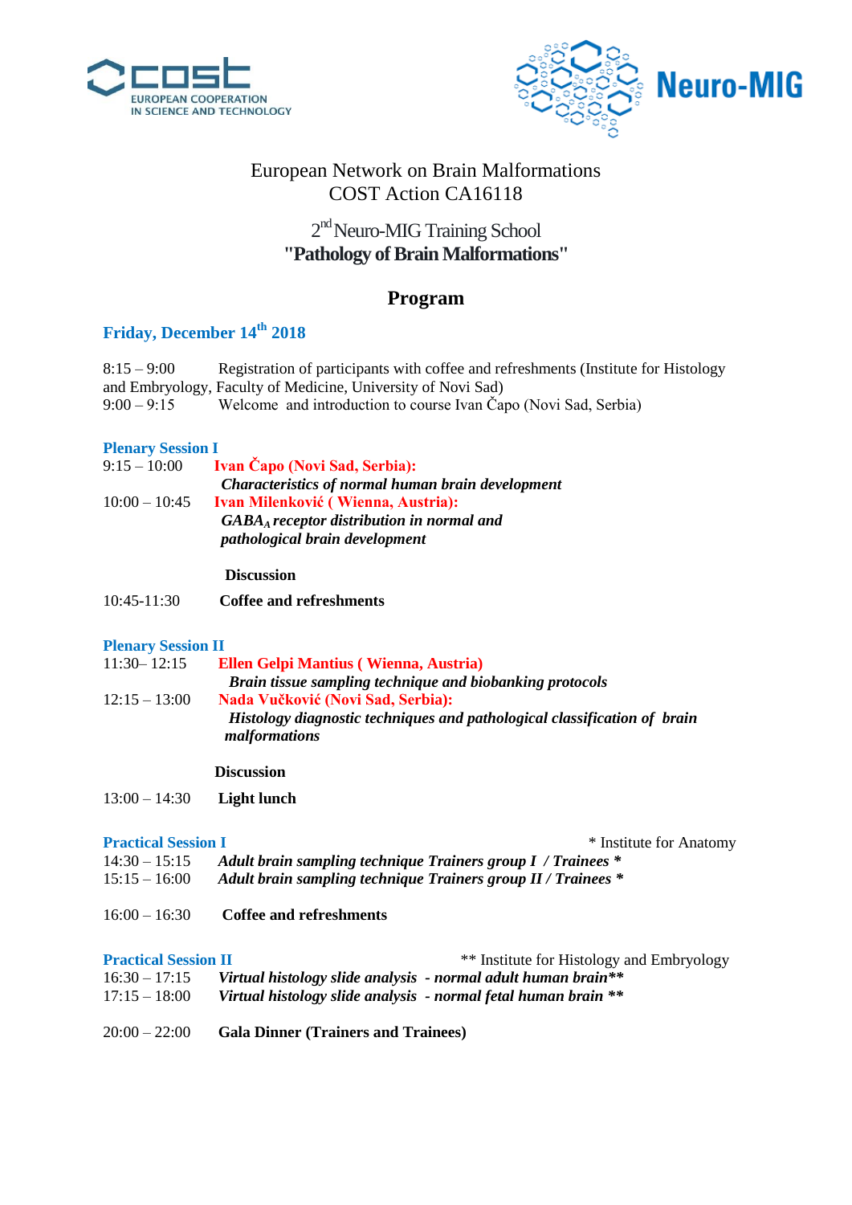COST
EUROPEAN COOPERATION IN SCIENCE AND TECHNOLOGY

Neuro-MIG

European Network on Brain Malformations
COST Action CA16118

2nd Neuro-MIG Training School
**"Pathology of Brain Malformations"**

## Program

### Friday, December 14th 2018

8:15 – 9:00 Registration of participants with coffee and refreshments (Institute for Histology and Embryology, Faculty of Medicine, University of Novi Sad)
9:00 – 9:15 Welcome and introduction to course Ivan Čapo (Novi Sad, Serbia)

#### Plenary Session I

9:15 – 10:00 **Ivan Čapo (Novi Sad, Serbia):**
***Characteristics of normal human brain development***

10:00 – 10:45 **Ivan Milenković ( Wienna, Austria):**
***$GABA_A$ receptor distribution in normal and pathological brain development***

**Discussion**

10:45-11:30 **Coffee and refreshments**

#### Plenary Session II

11:30– 12:15 **Ellen Gelpi Mantius ( Wienna, Austria)**
***Brain tissue sampling technique and biobanking protocols***

12:15 – 13:00 **Nada Vučković (Novi Sad, Serbia):**
***Histology diagnostic techniques and pathological classification of brain malformations***

**Discussion**

13:00 – 14:30 **Light lunch**

#### Practical Session I

\* Institute for Anatomy

14:30 – 15:15 ***Adult brain sampling technique Trainers group I / Trainees \****
15:15 – 16:00 ***Adult brain sampling technique Trainers group II / Trainees \****

16:00 – 16:30 **Coffee and refreshments**

#### Practical Session II

\*\* Institute for Histology and Embryology

16:30 – 17:15 ***Virtual histology slide analysis - normal adult human brain\*\****
17:15 – 18:00 ***Virtual histology slide analysis - normal fetal human brain \*\****

20:00 – 22:00 **Gala Dinner (Trainers and Trainees)**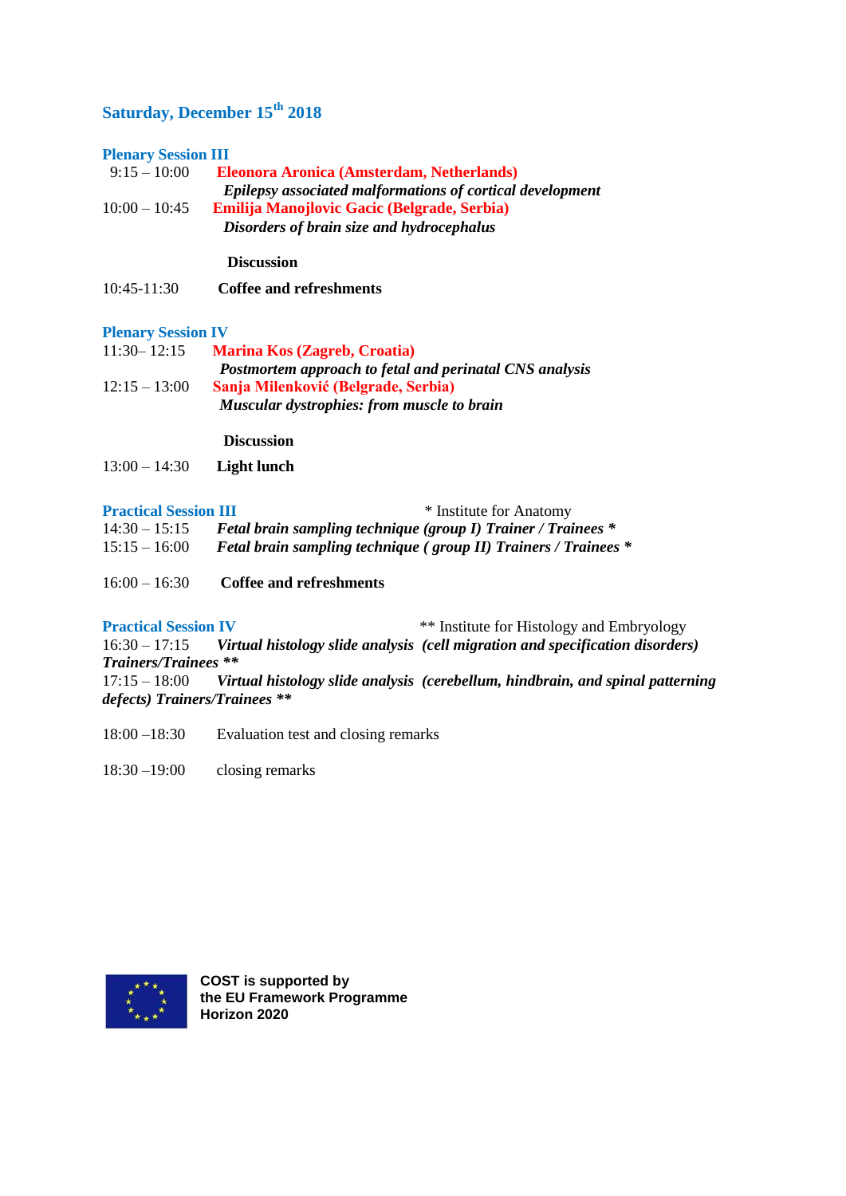## Saturday, December 15th 2018

### Plenary Session III

9:15 – 10:00 **Eleonora Aronica (Amsterdam, Netherlands)**
***Epilepsy associated malformations of cortical development***

10:00 – 10:45 **Emilija Manojlovic Gacic (Belgrade, Serbia)**
***Disorders of brain size and hydrocephalus***

**Discussion**

10:45-11:30 **Coffee and refreshments**

### Plenary Session IV

11:30– 12:15 **Marina Kos (Zagreb, Croatia)**
***Postmortem approach to fetal and perinatal CNS analysis***

12:15 – 13:00 **Sanja Milenković (Belgrade, Serbia)**
***Muscular dystrophies: from muscle to brain***

**Discussion**

13:00 – 14:30 **Light lunch**

### Practical Session III

\* Institute for Anatomy

14:30 – 15:15 ***Fetal brain sampling technique (group I) Trainer / Trainees \****

15:15 – 16:00 ***Fetal brain sampling technique ( group II) Trainers / Trainees \****

16:00 – 16:30 **Coffee and refreshments**

### Practical Session IV

\*\* Institute for Histology and Embryology

16:30 – 17:15 ***Virtual histology slide analysis (cell migration and specification disorders) Trainers/Trainees \*\****

17:15 – 18:00 ***Virtual histology slide analysis (cerebellum, hindbrain, and spinal patterning defects) Trainers/Trainees \*\****

18:00 –18:30 Evaluation test and closing remarks

18:30 –19:00 closing remarks

**COST is supported by the EU Framework Programme Horizon 2020**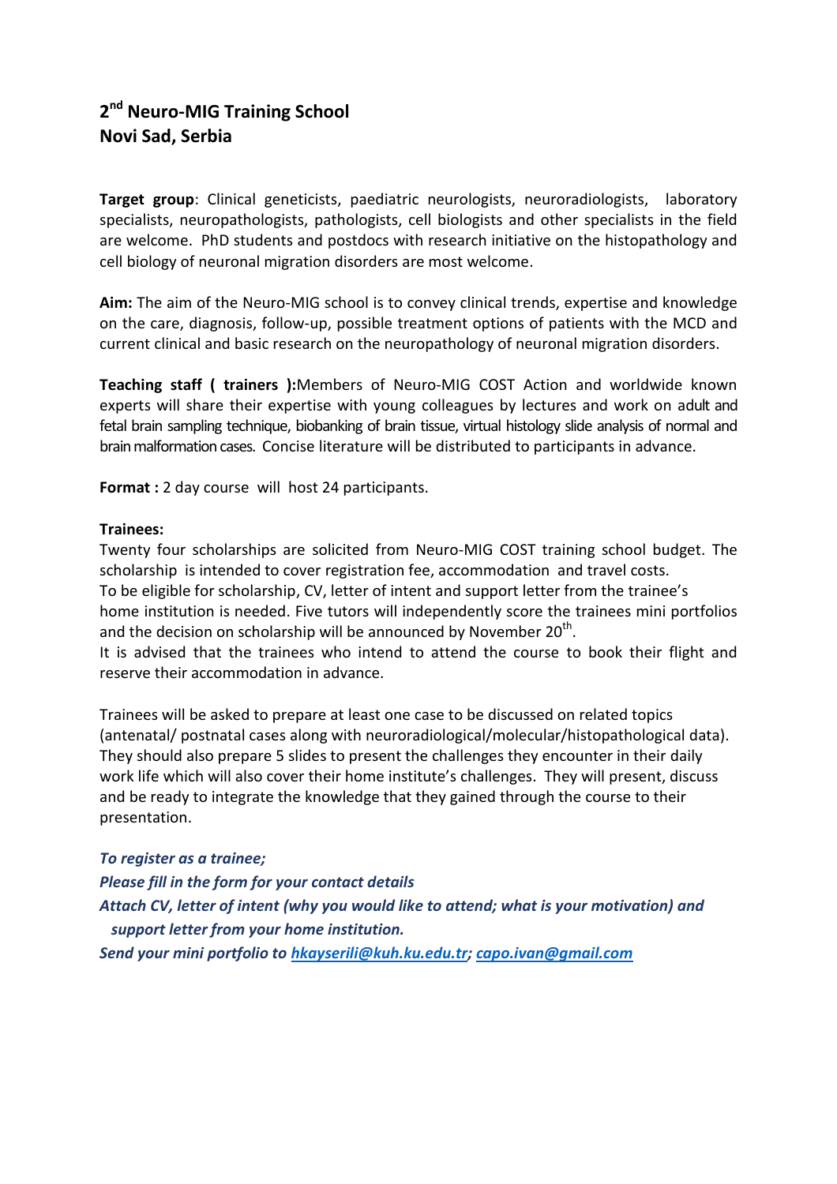# 2nd Neuro-MIG Training School
# Novi Sad, Serbia

**Target group**: Clinical geneticists, paediatric neurologists, neuroradiologists, laboratory specialists, neuropathologists, pathologists, cell biologists and other specialists in the field are welcome. PhD students and postdocs with research initiative on the histopathology and cell biology of neuronal migration disorders are most welcome.

**Aim:** The aim of the Neuro-MIG school is to convey clinical trends, expertise and knowledge on the care, diagnosis, follow-up, possible treatment options of patients with the MCD and current clinical and basic research on the neuropathology of neuronal migration disorders.

**Teaching staff ( trainers ):**Members of Neuro-MIG COST Action and worldwide known experts will share their expertise with young colleagues by lectures and work on adult and fetal brain sampling technique, biobanking of brain tissue, virtual histology slide analysis of normal and brain malformation cases. Concise literature will be distributed to participants in advance.

**Format :** 2 day course will host 24 participants.

**Trainees:**

Twenty four scholarships are solicited from Neuro-MIG COST training school budget. The scholarship is intended to cover registration fee, accommodation and travel costs.

To be eligible for scholarship, CV, letter of intent and support letter from the trainee's home institution is needed. Five tutors will independently score the trainees mini portfolios and the decision on scholarship will be announced by November 20th.

It is advised that the trainees who intend to attend the course to book their flight and reserve their accommodation in advance.

Trainees will be asked to prepare at least one case to be discussed on related topics (antenatal/ postnatal cases along with neuroradiological/molecular/histopathological data). They should also prepare 5 slides to present the challenges they encounter in their daily work life which will also cover their home institute's challenges. They will present, discuss and be ready to integrate the knowledge that they gained through the course to their presentation.

***To register as a trainee;***

***Please fill in the form for your contact details***

***Attach CV, letter of intent (why you would like to attend; what is your motivation) and support letter from your home institution.***

***Send your mini portfolio to hkayserili@kuh.ku.edu.tr; capo.ivan@gmail.com***